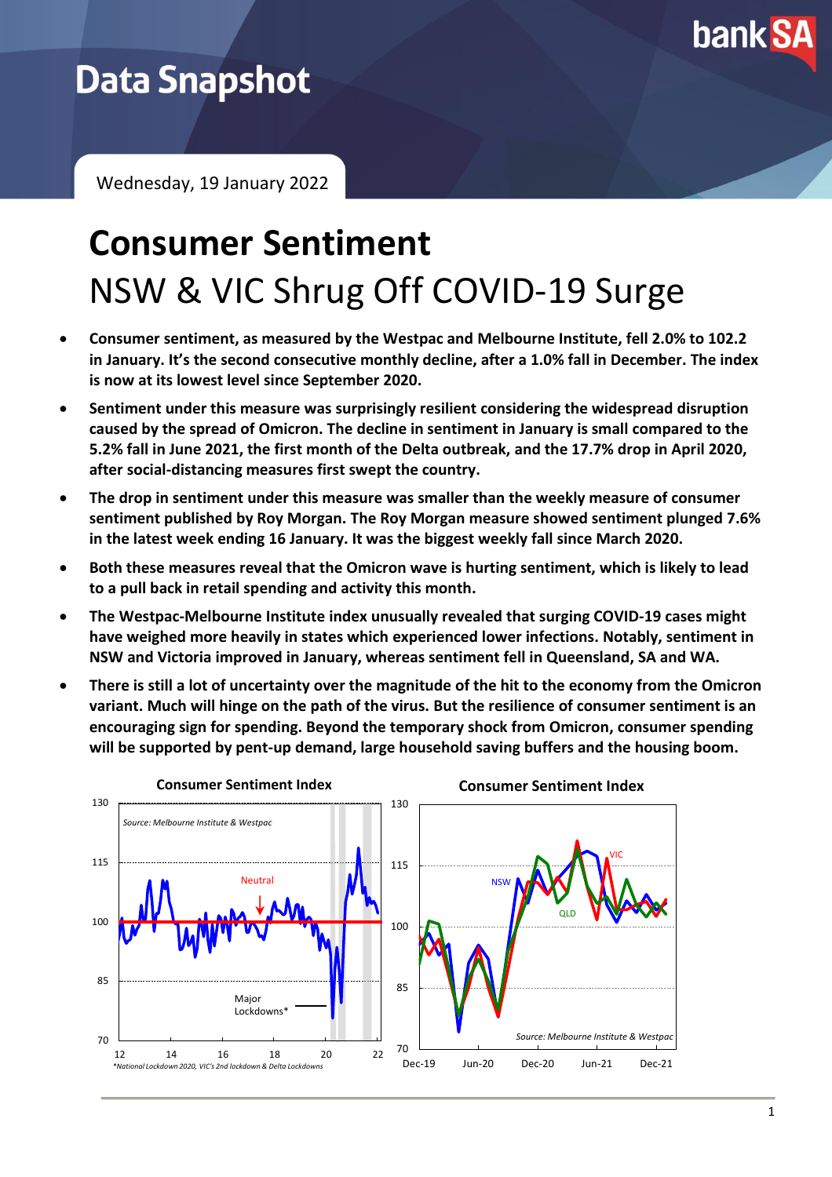# Data Snapshot

Wednesday, 19 January 2022

# Consumer Sentiment

## NSW & VIC Shrug Off COVID-19 Surge

- **Consumer sentiment, as measured by the Westpac and Melbourne Institute, fell 2.0% to 102.2 in January. It's the second consecutive monthly decline, after a 1.0% fall in December. The index is now at its lowest level since September 2020.**
- **Sentiment under this measure was surprisingly resilient considering the widespread disruption caused by the spread of Omicron. The decline in sentiment in January is small compared to the 5.2% fall in June 2021, the first month of the Delta outbreak, and the 17.7% drop in April 2020, after social-distancing measures first swept the country.**
- **The drop in sentiment under this measure was smaller than the weekly measure of consumer sentiment published by Roy Morgan. The Roy Morgan measure showed sentiment plunged 7.6% in the latest week ending 16 January. It was the biggest weekly fall since March 2020.**
- **Both these measures reveal that the Omicron wave is hurting sentiment, which is likely to lead to a pull back in retail spending and activity this month.**
- **The Westpac-Melbourne Institute index unusually revealed that surging COVID-19 cases might have weighed more heavily in states which experienced lower infections. Notably, sentiment in NSW and Victoria improved in January, whereas sentiment fell in Queensland, SA and WA.**
- **There is still a lot of uncertainty over the magnitude of the hit to the economy from the Omicron variant. Much will hinge on the path of the virus. But the resilience of consumer sentiment is an encouraging sign for spending. Beyond the temporary shock from Omicron, consumer spending will be supported by pent-up demand, large household saving buffers and the housing boom.**

**Consumer Sentiment Index**

Source: Melbourne Institute & Westpac

*National Lockdown 2020, VIC's 2nd lockdown & Delta Lockdowns

**Consumer Sentiment Index**

Source: Melbourne Institute & Westpac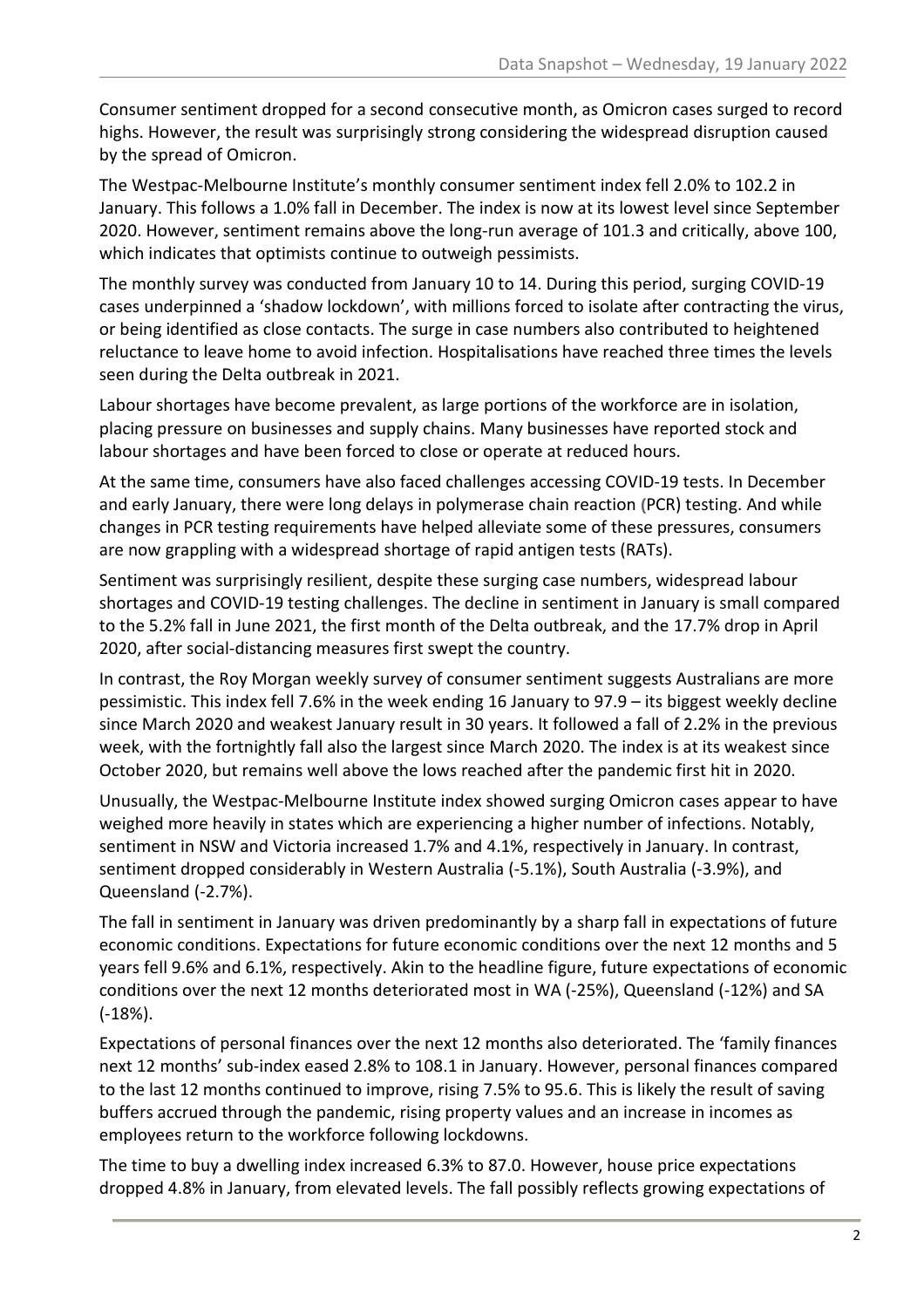Consumer sentiment dropped for a second consecutive month, as Omicron cases surged to record highs. However, the result was surprisingly strong considering the widespread disruption caused by the spread of Omicron.

The Westpac-Melbourne Institute's monthly consumer sentiment index fell 2.0% to 102.2 in January. This follows a 1.0% fall in December. The index is now at its lowest level since September 2020. However, sentiment remains above the long-run average of 101.3 and critically, above 100, which indicates that optimists continue to outweigh pessimists.

The monthly survey was conducted from January 10 to 14. During this period, surging COVID-19 cases underpinned a 'shadow lockdown', with millions forced to isolate after contracting the virus, or being identified as close contacts. The surge in case numbers also contributed to heightened reluctance to leave home to avoid infection. Hospitalisations have reached three times the levels seen during the Delta outbreak in 2021.

Labour shortages have become prevalent, as large portions of the workforce are in isolation, placing pressure on businesses and supply chains. Many businesses have reported stock and labour shortages and have been forced to close or operate at reduced hours.

At the same time, consumers have also faced challenges accessing COVID-19 tests. In December and early January, there were long delays in polymerase chain reaction (PCR) testing. And while changes in PCR testing requirements have helped alleviate some of these pressures, consumers are now grappling with a widespread shortage of rapid antigen tests (RATs).

Sentiment was surprisingly resilient, despite these surging case numbers, widespread labour shortages and COVID-19 testing challenges. The decline in sentiment in January is small compared to the 5.2% fall in June 2021, the first month of the Delta outbreak, and the 17.7% drop in April 2020, after social-distancing measures first swept the country.

In contrast, the Roy Morgan weekly survey of consumer sentiment suggests Australians are more pessimistic. This index fell 7.6% in the week ending 16 January to 97.9 – its biggest weekly decline since March 2020 and weakest January result in 30 years. It followed a fall of 2.2% in the previous week, with the fortnightly fall also the largest since March 2020. The index is at its weakest since October 2020, but remains well above the lows reached after the pandemic first hit in 2020.

Unusually, the Westpac-Melbourne Institute index showed surging Omicron cases appear to have weighed more heavily in states which are experiencing a higher number of infections. Notably, sentiment in NSW and Victoria increased 1.7% and 4.1%, respectively in January. In contrast, sentiment dropped considerably in Western Australia (-5.1%), South Australia (-3.9%), and Queensland (-2.7%).

The fall in sentiment in January was driven predominantly by a sharp fall in expectations of future economic conditions. Expectations for future economic conditions over the next 12 months and 5 years fell 9.6% and 6.1%, respectively. Akin to the headline figure, future expectations of economic conditions over the next 12 months deteriorated most in WA (-25%), Queensland (-12%) and SA (-18%).

Expectations of personal finances over the next 12 months also deteriorated. The 'family finances next 12 months' sub-index eased 2.8% to 108.1 in January. However, personal finances compared to the last 12 months continued to improve, rising 7.5% to 95.6. This is likely the result of saving buffers accrued through the pandemic, rising property values and an increase in incomes as employees return to the workforce following lockdowns.

The time to buy a dwelling index increased 6.3% to 87.0. However, house price expectations dropped 4.8% in January, from elevated levels. The fall possibly reflects growing expectations of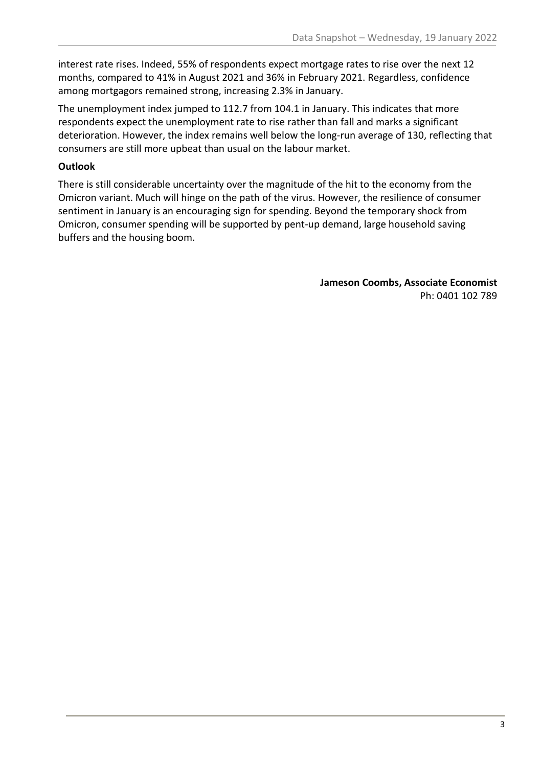interest rate rises. Indeed, 55% of respondents expect mortgage rates to rise over the next 12 months, compared to 41% in August 2021 and 36% in February 2021. Regardless, confidence among mortgagors remained strong, increasing 2.3% in January.

The unemployment index jumped to 112.7 from 104.1 in January. This indicates that more respondents expect the unemployment rate to rise rather than fall and marks a significant deterioration. However, the index remains well below the long-run average of 130, reflecting that consumers are still more upbeat than usual on the labour market.

**Outlook**

There is still considerable uncertainty over the magnitude of the hit to the economy from the Omicron variant. Much will hinge on the path of the virus. However, the resilience of consumer sentiment in January is an encouraging sign for spending. Beyond the temporary shock from Omicron, consumer spending will be supported by pent-up demand, large household saving buffers and the housing boom.

**Jameson Coombs, Associate Economist**
Ph: 0401 102 789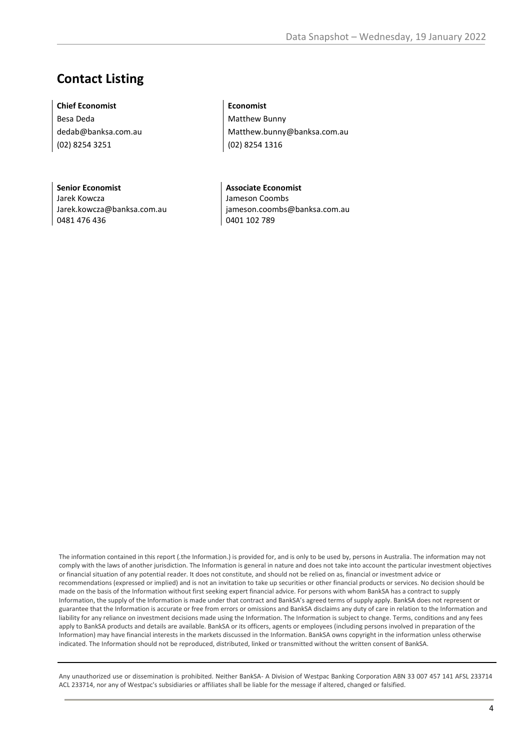## Contact Listing

**Chief Economist**
Besa Deda
dedab@banksa.com.au
(02) 8254 3251

**Economist**
Matthew Bunny
Matthew.bunny@banksa.com.au
(02) 8254 1316

**Senior Economist**
Jarek Kowcza
Jarek.kowcza@banksa.com.au
0481 476 436

**Associate Economist**
Jameson Coombs
jameson.coombs@banksa.com.au
0401 102 789

The information contained in this report (.the Information.) is provided for, and is only to be used by, persons in Australia. The information may not comply with the laws of another jurisdiction. The Information is general in nature and does not take into account the particular investment objectives or financial situation of any potential reader. It does not constitute, and should not be relied on as, financial or investment advice or recommendations (expressed or implied) and is not an invitation to take up securities or other financial products or services. No decision should be made on the basis of the Information without first seeking expert financial advice. For persons with whom BankSA has a contract to supply Information, the supply of the Information is made under that contract and BankSA's agreed terms of supply apply. BankSA does not represent or guarantee that the Information is accurate or free from errors or omissions and BankSA disclaims any duty of care in relation to the Information and liability for any reliance on investment decisions made using the Information. The Information is subject to change. Terms, conditions and any fees apply to BankSA products and details are available. BankSA or its officers, agents or employees (including persons involved in preparation of the Information) may have financial interests in the markets discussed in the Information. BankSA owns copyright in the information unless otherwise indicated. The Information should not be reproduced, distributed, linked or transmitted without the written consent of BankSA.

Any unauthorized use or dissemination is prohibited. Neither BankSA- A Division of Westpac Banking Corporation ABN 33 007 457 141 AFSL 233714 ACL 233714, nor any of Westpac's subsidiaries or affiliates shall be liable for the message if altered, changed or falsified.